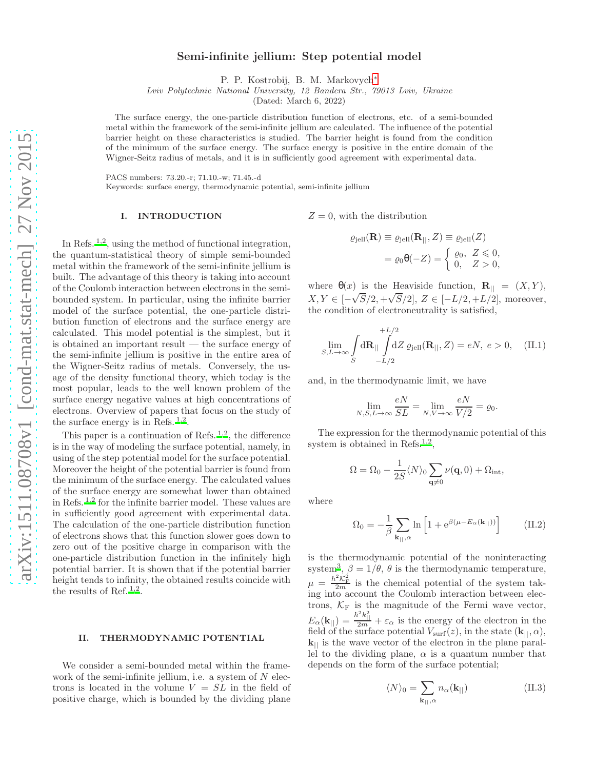# Semi-infinite jellium: Step potential model

P. P. Kostrobij, B. M. Markovych[*]

*Lviv Polytechnic National University, 12 Bandera Str., 79013 Lviv, Ukraine*

(Dated: March 6, 2022)

The surface energy, the one-particle distribution function of electrons, etc. of a semi-bounded metal within the framework of the semi-infinite jellium are calculated. The influence of the potential barrier height on these characteristics is studied. The barrier height is found from the condition of the minimum of the surface energy. The surface energy is positive in the entire domain of the Wigner-Seitz radius of metals, and it is in sufficiently good agreement with experimental data.

PACS numbers: 73.20.-r; 71.10.-w; 71.45.-d

Keywords: surface energy, thermodynamic potential, semi-infinite jellium

## I. INTRODUCTION

In Refs.[1,2], using the method of functional integration, the quantum-statistical theory of simple semi-bounded metal within the framework of the semi-infinite jellium is built. The advantage of this theory is taking into account of the Coulomb interaction between electrons in the semi-bounded system. In particular, using the infinite barrier model of the surface potential, the one-particle distribution function of electrons and the surface energy are calculated. This model potential is the simplest, but it is obtained an important result — the surface energy of the semi-infinite jellium is positive in the entire area of the Wigner-Seitz radius of metals. Conversely, the usage of the density functional theory, which today is the most popular, leads to the well known problem of the surface energy negative values at high concentrations of electrons. Overview of papers that focus on the study of the surface energy is in Refs.[1,2].

This paper is a continuation of Refs.[1,2], the difference is in the way of modeling the surface potential, namely, in using of the step potential model for the surface potential. Moreover the height of the potential barrier is found from the minimum of the surface energy. The calculated values of the surface energy are somewhat lower than obtained in Refs.[1,2] for the infinite barrier model. These values are in sufficiently good agreement with experimental data. The calculation of the one-particle distribution function of electrons shows that this function slower goes down to zero out of the positive charge in comparison with the one-particle distribution function in the infinitely high potential barrier. It is shown that if the potential barrier height tends to infinity, the obtained results coincide with the results of Ref.[1,2].

## II. THERMODYNAMIC POTENTIAL

We consider a semi-bounded metal within the framework of the semi-infinite jellium, i.e. a system of $N$ electrons is located in the volume $V = SL$ in the field of positive charge, which is bounded by the dividing plane $Z = 0$, with the distribution

$$\varrho_{\rm jell}(\mathbf{R}) \equiv \varrho_{\rm jell}(\mathbf{R}_{||}, Z) \equiv \varrho_{\rm jell}(Z) = \varrho_0 \theta(-Z) = \begin{cases} \varrho_0, & Z \leqslant 0, \\ 0, & Z > 0, \end{cases}$$

where $\theta(x)$ is the Heaviside function, $\mathbf{R}_{||} = (X, Y)$, $X, Y \in [-\sqrt{S}/2, +\sqrt{S}/2]$, $Z \in [-L/2, +L/2]$, moreover, the condition of electroneutrality is satisfied,

$$\lim_{S,L\to\infty} \int\limits_S \mathrm{d}\mathbf{R}_{||} \int\limits_{-L/2}^{+L/2} \mathrm{d}Z\, \varrho_{\rm jell}(\mathbf{R}_{||}, Z) = eN, \ e > 0, \quad \text{(II.1)}$$

and, in the thermodynamic limit, we have

$$\lim_{N,S,L\to\infty} \frac{eN}{SL} = \lim_{N,V\to\infty} \frac{eN}{V/2} = \varrho_0.$$

The expression for the thermodynamic potential of this system is obtained in Refs.[1,2],

$$\Omega = \Omega_0 - \frac{1}{2S} \langle N \rangle_0 \sum_{\mathbf{q}\neq 0} \nu(\mathbf{q}, 0) + \Omega_{\rm int},$$

where

$$\Omega_0 = -\frac{1}{\beta} \sum_{\mathbf{k}_{||},\alpha} \ln\left[1 + \mathrm{e}^{\beta(\mu - E_\alpha(\mathbf{k}_{||}))}\right] \quad \text{(II.2)}$$

is the thermodynamic potential of the noninteracting system[3], $\beta = 1/\theta$, $\theta$ is the thermodynamic temperature, $\mu = \frac{\hbar^2 \mathcal{K}_{\rm F}^2}{2m}$ is the chemical potential of the system taking into account the Coulomb interaction between electrons, $\mathcal{K}_{\rm F}$ is the magnitude of the Fermi wave vector, $E_\alpha(\mathbf{k}_{||}) = \frac{\hbar^2 k_{||}^2}{2m} + \varepsilon_\alpha$ is the energy of the electron in the field of the surface potential $V_{\rm surf}(z)$, in the state $(\mathbf{k}_{||}, \alpha)$, $\mathbf{k}_{||}$ is the wave vector of the electron in the plane parallel to the dividing plane, $\alpha$ is a quantum number that depends on the form of the surface potential;

$$\langle N \rangle_0 = \sum_{\mathbf{k}_{||},\alpha} n_\alpha(\mathbf{k}_{||}) \quad \text{(II.3)}$$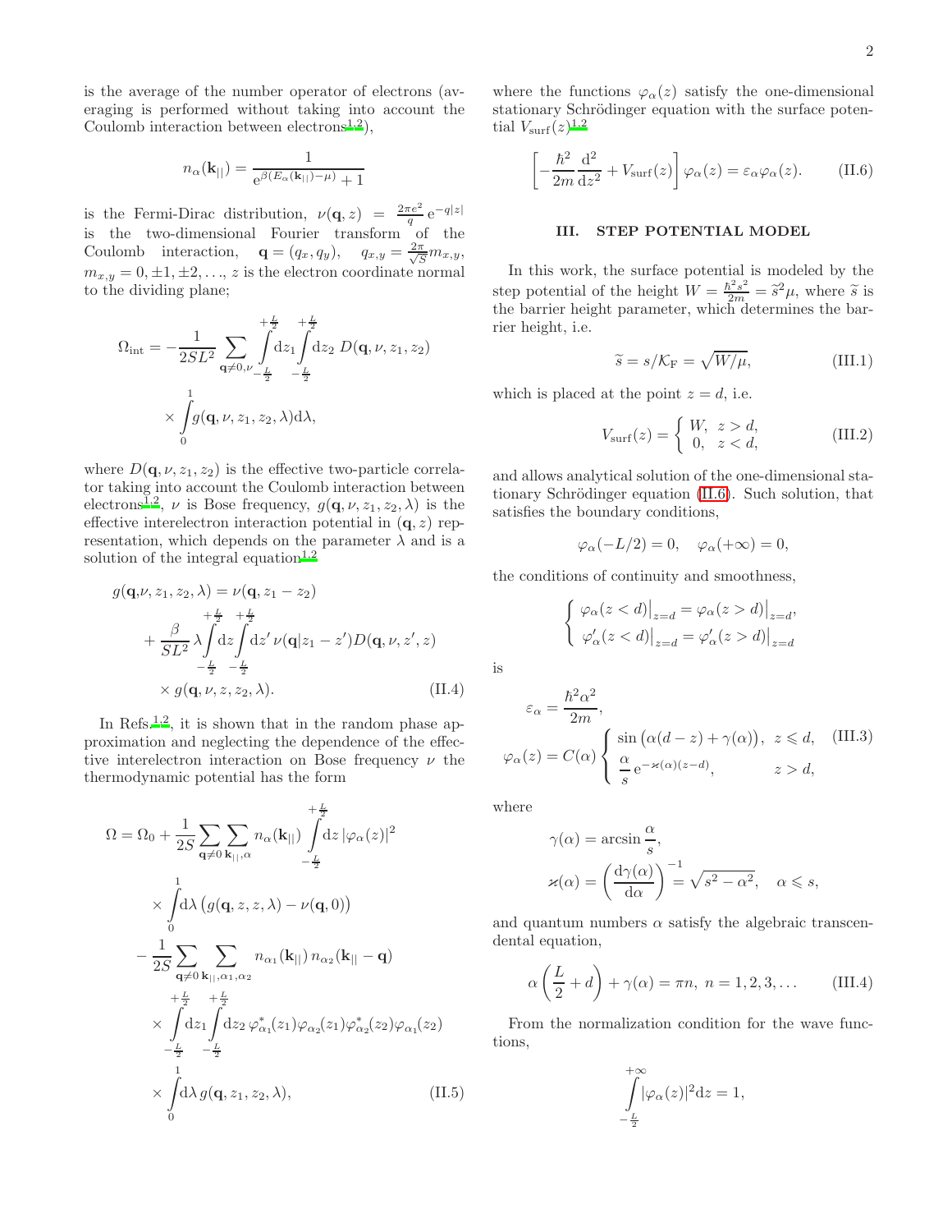is the average of the number operator of electrons (averaging is performed without taking into account the Coulomb interaction between electrons[1,2]),

$$n_\alpha(\mathbf{k}_{||}) = \frac{1}{\mathrm{e}^{\beta(E_\alpha(\mathbf{k}_{||})-\mu)}+1}$$

is the Fermi-Dirac distribution, $\nu(\mathbf{q},z) = \frac{2\pi e^2}{q}\,\mathrm{e}^{-q|z|}$ is the two-dimensional Fourier transform of the Coulomb interaction, $\mathbf{q}=(q_x,q_y)$, $q_{x,y}=\frac{2\pi}{\sqrt{S}}m_{x,y}$, $m_{x,y}=0,\pm1,\pm2,\ldots$, $z$ is the electron coordinate normal to the dividing plane;

$$\Omega_{\mathrm{int}} = -\frac{1}{2SL^2}\sum_{\mathbf{q}\neq 0,\nu}\int\limits_{-\frac{L}{2}}^{+\frac{L}{2}}\mathrm{d}z_1\int\limits_{-\frac{L}{2}}^{+\frac{L}{2}}\mathrm{d}z_2\; D(\mathbf{q},\nu,z_1,z_2) \times\int\limits_0^1 g(\mathbf{q},\nu,z_1,z_2,\lambda)\mathrm{d}\lambda,$$

where $D(\mathbf{q},\nu,z_1,z_2)$ is the effective two-particle correlator taking into account the Coulomb interaction between electrons[1,2], $\nu$ is Bose frequency, $g(\mathbf{q},\nu,z_1,z_2,\lambda)$ is the effective interelectron interaction potential in $(\mathbf{q},z)$ representation, which depends on the parameter $\lambda$ and is a solution of the integral equation[1,2]

$$\begin{aligned} g(\mathbf{q},&\nu,z_1,z_2,\lambda) = \nu(\mathbf{q},z_1-z_2) \\ &+\frac{\beta}{SL^2}\,\lambda\int\limits_{-\frac{L}{2}}^{+\frac{L}{2}}\mathrm{d}z\int\limits_{-\frac{L}{2}}^{+\frac{L}{2}}\mathrm{d}z'\,\nu(\mathbf{q}|z_1-z')D(\mathbf{q},\nu,z',z) \\ &\times g(\mathbf{q},\nu,z,z_2,\lambda). \end{aligned}\qquad\text{(II.4)}$$

In Refs.[1,2], it is shown that in the random phase approximation and neglecting the dependence of the effective interelectron interaction on Bose frequency $\nu$ the thermodynamic potential has the form

$$\begin{aligned} \Omega = \Omega_0 &+ \frac{1}{2S}\sum_{\mathbf{q}\neq 0}\sum_{\mathbf{k}_{||},\alpha} n_\alpha(\mathbf{k}_{||})\int\limits_{-\frac{L}{2}}^{+\frac{L}{2}}\mathrm{d}z\,|\varphi_\alpha(z)|^2 \\ &\times\int\limits_0^1\mathrm{d}\lambda\,\big(g(\mathbf{q},z,z,\lambda)-\nu(\mathbf{q},0)\big) \\ &-\frac{1}{2S}\sum_{\mathbf{q}\neq 0}\sum_{\mathbf{k}_{||},\alpha_1,\alpha_2} n_{\alpha_1}(\mathbf{k}_{||})\,n_{\alpha_2}(\mathbf{k}_{||}-\mathbf{q}) \\ &\times\int\limits_{-\frac{L}{2}}^{+\frac{L}{2}}\mathrm{d}z_1\int\limits_{-\frac{L}{2}}^{+\frac{L}{2}}\mathrm{d}z_2\,\varphi^*_{\alpha_1}(z_1)\varphi_{\alpha_2}(z_1)\varphi^*_{\alpha_2}(z_2)\varphi_{\alpha_1}(z_2) \\ &\times\int\limits_0^1\mathrm{d}\lambda\,g(\mathbf{q},z_1,z_2,\lambda), \end{aligned}\qquad\text{(II.5)}$$

where the functions $\varphi_\alpha(z)$ satisfy the one-dimensional stationary Schrödinger equation with the surface potential $V_{\mathrm{surf}}(z)$[1,2]

$$\left[-\frac{\hbar^2}{2m}\frac{\mathrm{d}^2}{\mathrm{d}z^2}+V_{\mathrm{surf}}(z)\right]\varphi_\alpha(z) = \varepsilon_\alpha\varphi_\alpha(z).\qquad\text{(II.6)}$$

## III. STEP POTENTIAL MODEL

In this work, the surface potential is modeled by the step potential of the height $W=\frac{\hbar^2 s^2}{2m}=\widetilde{s}^2\mu$, where $\widetilde{s}$ is the barrier height parameter, which determines the barrier height, i.e.

$$\widetilde{s} = s/\mathcal{K}_{\mathrm{F}} = \sqrt{W/\mu},\qquad\text{(III.1)}$$

which is placed at the point $z=d$, i.e.

$$V_{\mathrm{surf}}(z) = \begin{cases} W, & z>d, \\ 0, & z<d, \end{cases}\qquad\text{(III.2)}$$

and allows analytical solution of the one-dimensional stationary Schrödinger equation (II.6). Such solution, that satisfies the boundary conditions,

$$\varphi_\alpha(-L/2)=0,\quad \varphi_\alpha(+\infty)=0,$$

the conditions of continuity and smoothness,

$$\begin{cases} \varphi_\alpha(z<d)\big|_{z=d} = \varphi_\alpha(z>d)\big|_{z=d}, \\ \varphi'_\alpha(z<d)\big|_{z=d} = \varphi'_\alpha(z>d)\big|_{z=d} \end{cases}$$

is

$$\begin{aligned} \varepsilon_\alpha &= \frac{\hbar^2\alpha^2}{2m}, \\ \varphi_\alpha(z) &= C(\alpha)\begin{cases} \sin\big(\alpha(d-z)+\gamma(\alpha)\big), & z\leqslant d, \\ \dfrac{\alpha}{s}\,\mathrm{e}^{-\varkappa(\alpha)(z-d)}, & z>d, \end{cases} \end{aligned}\qquad\text{(III.3)}$$

where

$$\gamma(\alpha) = \arcsin\frac{\alpha}{s},$$

$$\varkappa(\alpha) = \left(\frac{\mathrm{d}\gamma(\alpha)}{\mathrm{d}\alpha}\right)^{-1} = \sqrt{s^2-\alpha^2},\quad \alpha\leqslant s,$$

and quantum numbers $\alpha$ satisfy the algebraic transcendental equation,

$$\alpha\left(\frac{L}{2}+d\right)+\gamma(\alpha) = \pi n,\ n=1,2,3,\ldots\qquad\text{(III.4)}$$

From the normalization condition for the wave functions,

$$\int\limits_{-\frac{L}{2}}^{+\infty}|\varphi_\alpha(z)|^2\mathrm{d}z = 1,$$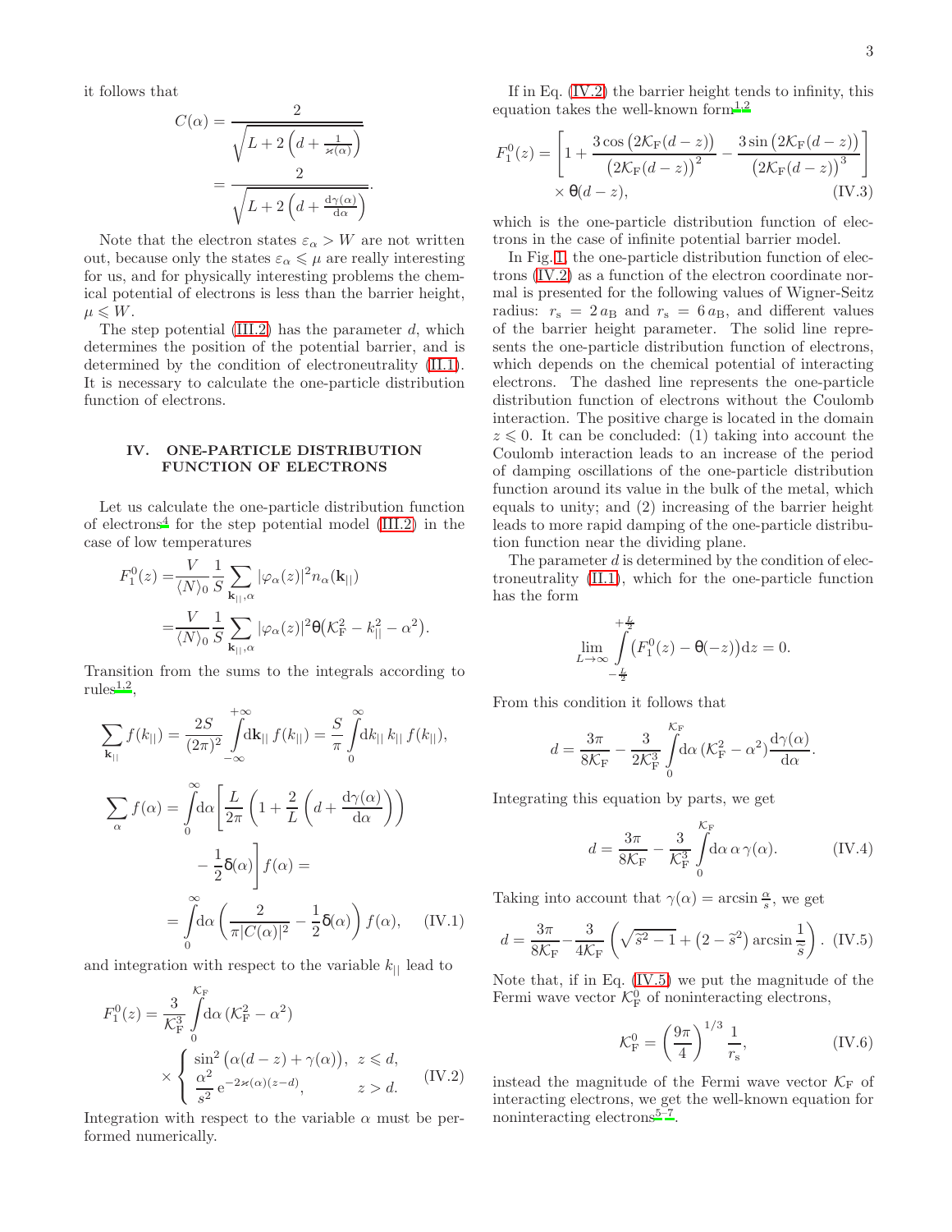it follows that

$$
\begin{aligned}
C(\alpha) &= \frac{2}{\sqrt{L + 2\left(d + \frac{1}{\varkappa(\alpha)}\right)}} \\
&= \frac{2}{\sqrt{L + 2\left(d + \frac{\mathrm{d}\gamma(\alpha)}{\mathrm{d}\alpha}\right)}}.
\end{aligned}
$$

Note that the electron states $\varepsilon_\alpha > W$ are not written out, because only the states $\varepsilon_\alpha \leqslant \mu$ are really interesting for us, and for physically interesting problems the chemical potential of electrons is less than the barrier height, $\mu \leqslant W$.

The step potential (III.2) has the parameter $d$, which determines the position of the potential barrier, and is determined by the condition of electroneutrality (II.1). It is necessary to calculate the one-particle distribution function of electrons.

## IV. ONE-PARTICLE DISTRIBUTION FUNCTION OF ELECTRONS

Let us calculate the one-particle distribution function of electrons[4] for the step potential model (III.2) in the case of low temperatures

$$
\begin{aligned}
F_1^0(z) =& \frac{V}{\langle N\rangle_0}\frac{1}{S}\sum_{\mathbf{k}_{||},\alpha}|\varphi_\alpha(z)|^2 n_\alpha(\mathbf{k}_{||}) \\
=& \frac{V}{\langle N\rangle_0}\frac{1}{S}\sum_{\mathbf{k}_{||},\alpha}|\varphi_\alpha(z)|^2 \theta\big(\mathcal{K}_\mathrm{F}^2 - k_{||}^2 - \alpha^2\big).
\end{aligned}
$$

Transition from the sums to the integrals according to rules[1,2],

$$
\sum_{\mathbf{k}_{||}} f(k_{||}) = \frac{2S}{(2\pi)^2}\int\limits_{-\infty}^{+\infty}\mathrm{d}\mathbf{k}_{||}\, f(k_{||}) = \frac{S}{\pi}\int\limits_0^\infty \mathrm{d}k_{||}\, k_{||}\, f(k_{||}),
$$

$$
\begin{aligned}
\sum_{\alpha} f(\alpha) =& \int\limits_0^\infty \mathrm{d}\alpha\left[\frac{L}{2\pi}\left(1 + \frac{2}{L}\left(d + \frac{\mathrm{d}\gamma(\alpha)}{\mathrm{d}\alpha}\right)\right)\right. \\
&\left. - \frac{1}{2}\delta(\alpha)\right] f(\alpha) = \\
=& \int\limits_0^\infty \mathrm{d}\alpha\left(\frac{2}{\pi|C(\alpha)|^2} - \frac{1}{2}\delta(\alpha)\right) f(\alpha), \qquad \text{(IV.1)}
\end{aligned}
$$

and integration with respect to the variable $k_{||}$ lead to

$$
\begin{aligned}
F_1^0(z) =& \frac{3}{\mathcal{K}_\mathrm{F}^3}\int\limits_0^{\mathcal{K}_\mathrm{F}}\mathrm{d}\alpha\,(\mathcal{K}_\mathrm{F}^2 - \alpha^2) \\
&\times \begin{cases} \sin^2\big(\alpha(d-z) + \gamma(\alpha)\big), & z \leqslant d, \\ \dfrac{\alpha^2}{s^2}\,\mathrm{e}^{-2\varkappa(\alpha)(z-d)}, & z > d. \end{cases} \qquad \text{(IV.2)}
\end{aligned}
$$

Integration with respect to the variable $\alpha$ must be performed numerically.

If in Eq. (IV.2) the barrier height tends to infinity, this equation takes the well-known form[1,2]

$$
\begin{aligned}
F_1^0(z) = &\left[1 + \frac{3\cos\big(2\mathcal{K}_\mathrm{F}(d-z)\big)}{\big(2\mathcal{K}_\mathrm{F}(d-z)\big)^2} - \frac{3\sin\big(2\mathcal{K}_\mathrm{F}(d-z)\big)}{\big(2\mathcal{K}_\mathrm{F}(d-z)\big)^3}\right] \\
&\times \theta(d-z), \qquad \text{(IV.3)}
\end{aligned}
$$

which is the one-particle distribution function of electrons in the case of infinite potential barrier model.

In Fig. 1, the one-particle distribution function of electrons (IV.2) as a function of the electron coordinate normal is presented for the following values of Wigner-Seitz radius: $r_\mathrm{s} = 2\,a_\mathrm{B}$ and $r_\mathrm{s} = 6\,a_\mathrm{B}$, and different values of the barrier height parameter. The solid line represents the one-particle distribution function of electrons, which depends on the chemical potential of interacting electrons. The dashed line represents the one-particle distribution function of electrons without the Coulomb interaction. The positive charge is located in the domain $z \leqslant 0$. It can be concluded: (1) taking into account the Coulomb interaction leads to an increase of the period of damping oscillations of the one-particle distribution function around its value in the bulk of the metal, which equals to unity; and (2) increasing of the barrier height leads to more rapid damping of the one-particle distribution function near the dividing plane.

The parameter $d$ is determined by the condition of electroneutrality (II.1), which for the one-particle function has the form

$$
\lim_{L\to\infty}\int\limits_{-\frac{L}{2}}^{+\frac{L}{2}}\big(F_1^0(z) - \theta(-z)\big)\mathrm{d}z = 0.
$$

From this condition it follows that

$$
d = \frac{3\pi}{8\mathcal{K}_\mathrm{F}} - \frac{3}{2\mathcal{K}_\mathrm{F}^3}\int\limits_0^{\mathcal{K}_\mathrm{F}}\mathrm{d}\alpha\,(\mathcal{K}_\mathrm{F}^2 - \alpha^2)\frac{\mathrm{d}\gamma(\alpha)}{\mathrm{d}\alpha}.
$$

Integrating this equation by parts, we get

$$
d = \frac{3\pi}{8\mathcal{K}_\mathrm{F}} - \frac{3}{\mathcal{K}_\mathrm{F}^3}\int\limits_0^{\mathcal{K}_\mathrm{F}}\mathrm{d}\alpha\,\alpha\,\gamma(\alpha). \qquad \text{(IV.4)}
$$

Taking into account that $\gamma(\alpha) = \arcsin\frac{\alpha}{s}$, we get

$$
d = \frac{3\pi}{8\mathcal{K}_\mathrm{F}} - \frac{3}{4\mathcal{K}_\mathrm{F}}\left(\sqrt{\tilde{s}^2 - 1} + \big(2 - \tilde{s}^2\big)\arcsin\frac{1}{\tilde{s}}\right). \qquad \text{(IV.5)}
$$

Note that, if in Eq. (IV.5) we put the magnitude of the Fermi wave vector $\mathcal{K}_\mathrm{F}^0$ of noninteracting electrons,

$$
\mathcal{K}_\mathrm{F}^0 = \left(\frac{9\pi}{4}\right)^{1/3}\frac{1}{r_\mathrm{s}}, \qquad \text{(IV.6)}
$$

instead the magnitude of the Fermi wave vector $\mathcal{K}_\mathrm{F}$ of interacting electrons, we get the well-known equation for noninteracting electrons[5–7].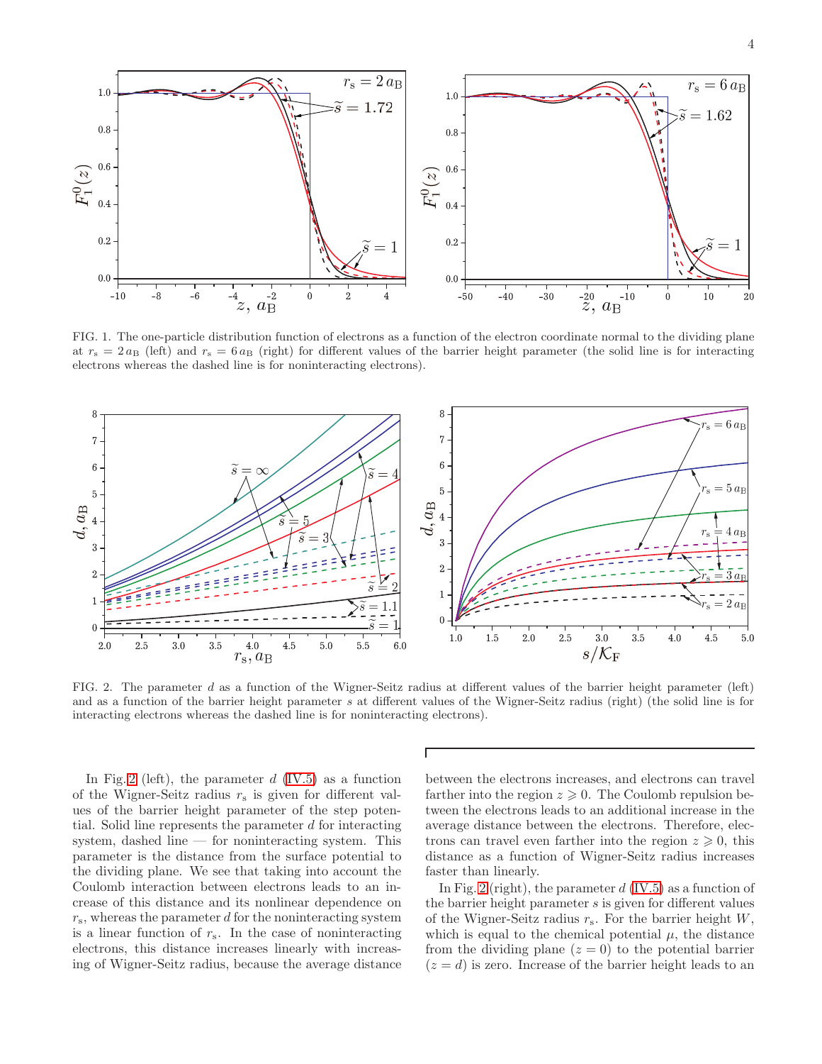$r_s = 2\,a_B$

$\widetilde{s} = 1.72$

$\widetilde{s} = 1$

$F_1^0(z)$

$z,\ a_B$

1.0
0.8
0.6
0.4
0.2
0.0

-10 -8 -6 -4 -2 0 2 4

$r_s = 6\,a_B$

$\widetilde{s} = 1.62$

$\widetilde{s} = 1$

$F_1^0(z)$

$z,\ a_B$

1.0
0.8
0.6
0.4
0.2
0.0

-50 -40 -30 -20 -10 0 10 20

FIG. 1. The one-particle distribution function of electrons as a function of the electron coordinate normal to the dividing plane at $r_s = 2\,a_B$ (left) and $r_s = 6\,a_B$ (right) for different values of the barrier height parameter (the solid line is for interacting electrons whereas the dashed line is for noninteracting electrons).

$d, a_B$

$r_s, a_B$

$\widetilde{s} = \infty$

$\widetilde{s} = 5$

$\widetilde{s} = 4$

$\widetilde{s} = 3$

$\widetilde{s} = 2$

$\widetilde{s} = 1.1$

$\widetilde{s} = 1$

8 7 6 5 4 3 2 1 0

2.0 2.5 3.0 3.5 4.0 4.5 5.0 5.5 6.0

$d, a_B$

$s/\mathcal{K}_F$

$r_s = 6\,a_B$

$r_s = 5\,a_B$

$r_s = 4\,a_B$

$r_s = 3\,a_B$

$r_s = 2\,a_B$

8 7 6 5 4 3 2 1 0

1.0 1.5 2.0 2.5 3.0 3.5 4.0 4.5 5.0

FIG. 2. The parameter $d$ as a function of the Wigner-Seitz radius at different values of the barrier height parameter (left) and as a function of the barrier height parameter $s$ at different values of the Wigner-Seitz radius (right) (the solid line is for interacting electrons whereas the dashed line is for noninteracting electrons).

In Fig. 2 (left), the parameter $d$ (IV.5) as a function of the Wigner-Seitz radius $r_s$ is given for different values of the barrier height parameter of the step potential. Solid line represents the parameter $d$ for interacting system, dashed line — for noninteracting system. This parameter is the distance from the surface potential to the dividing plane. We see that taking into account the Coulomb interaction between electrons leads to an increase of this distance and its nonlinear dependence on $r_s$, whereas the parameter $d$ for the noninteracting system is a linear function of $r_s$. In the case of noninteracting electrons, this distance increases linearly with increasing of Wigner-Seitz radius, because the average distance between the electrons increases, and electrons can travel farther into the region $z \geqslant 0$. The Coulomb repulsion between the electrons leads to an additional increase in the average distance between the electrons. Therefore, electrons can travel even farther into the region $z \geqslant 0$, this distance as a function of Wigner-Seitz radius increases faster than linearly.

In Fig. 2 (right), the parameter $d$ (IV.5) as a function of the barrier height parameter $s$ is given for different values of the Wigner-Seitz radius $r_s$. For the barrier height $W$, which is equal to the chemical potential $\mu$, the distance from the dividing plane ($z = 0$) to the potential barrier ($z = d$) is zero. Increase of the barrier height leads to an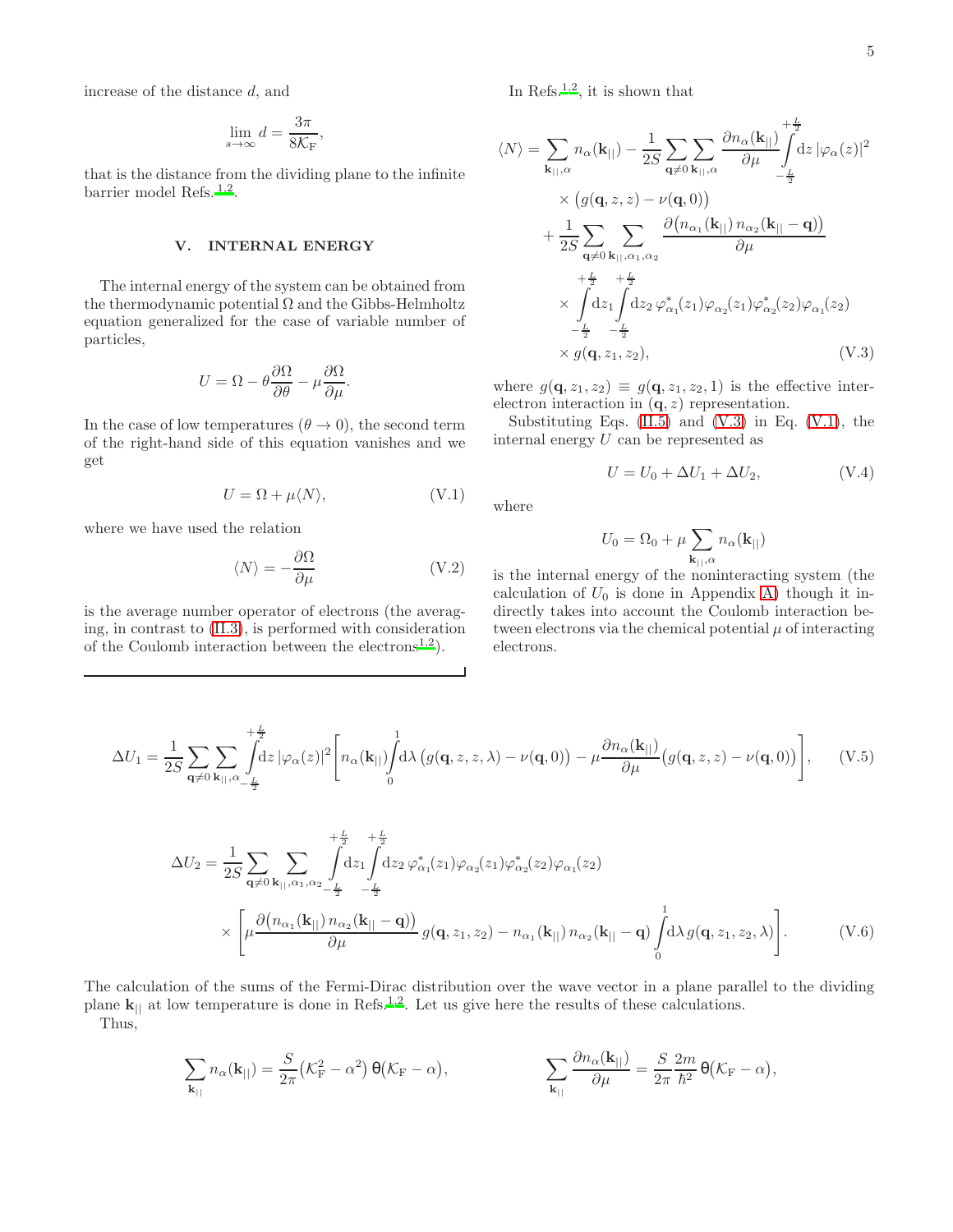increase of the distance $d$, and

$$\lim_{s\to\infty} d = \frac{3\pi}{8\mathcal{K}_{\rm F}},$$

that is the distance from the dividing plane to the infinite barrier model Refs.[1,2].

## V. INTERNAL ENERGY

The internal energy of the system can be obtained from the thermodynamic potential $\Omega$ and the Gibbs-Helmholtz equation generalized for the case of variable number of particles,

$$U = \Omega - \theta\frac{\partial\Omega}{\partial\theta} - \mu\frac{\partial\Omega}{\partial\mu}.$$

In the case of low temperatures ($\theta \to 0$), the second term of the right-hand side of this equation vanishes and we get

$$U = \Omega + \mu\langle N\rangle, \tag{V.1}$$

where we have used the relation

$$\langle N\rangle = -\frac{\partial\Omega}{\partial\mu} \tag{V.2}$$

is the average number operator of electrons (the averaging, in contrast to (II.3), is performed with consideration of the Coulomb interaction between the electrons[1,2]).

In Refs.[1,2], it is shown that

$$\begin{aligned}
\langle N\rangle = &\sum_{\mathbf{k}_{||},\alpha} n_\alpha(\mathbf{k}_{||}) - \frac{1}{2S}\sum_{\mathbf{q}\neq 0}\sum_{\mathbf{k}_{||},\alpha}\frac{\partial n_\alpha(\mathbf{k}_{||})}{\partial\mu}\int_{-\frac{L}{2}}^{+\frac{L}{2}}\mathrm{d}z\,|\varphi_\alpha(z)|^2 \\
&\times\big(g(\mathbf{q},z,z) - \nu(\mathbf{q},0)\big) \\
&+ \frac{1}{2S}\sum_{\mathbf{q}\neq 0}\sum_{\mathbf{k}_{||},\alpha_1,\alpha_2}\frac{\partial\big(n_{\alpha_1}(\mathbf{k}_{||})\,n_{\alpha_2}(\mathbf{k}_{||}-\mathbf{q})\big)}{\partial\mu} \\
&\times\int_{-\frac{L}{2}}^{+\frac{L}{2}}\mathrm{d}z_1\int_{-\frac{L}{2}}^{+\frac{L}{2}}\mathrm{d}z_2\,\varphi^*_{\alpha_1}(z_1)\varphi_{\alpha_2}(z_1)\varphi^*_{\alpha_2}(z_2)\varphi_{\alpha_1}(z_2) \\
&\times g(\mathbf{q},z_1,z_2),
\end{aligned} \tag{V.3}$$

where $g(\mathbf{q},z_1,z_2) \equiv g(\mathbf{q},z_1,z_2,1)$ is the effective interelectron interaction in $(\mathbf{q},z)$ representation.

Substituting Eqs. (II.5) and (V.3) in Eq. (V.1), the internal energy $U$ can be represented as

$$U = U_0 + \Delta U_1 + \Delta U_2, \tag{V.4}$$

where

$$U_0 = \Omega_0 + \mu\sum_{\mathbf{k}_{||},\alpha} n_\alpha(\mathbf{k}_{||})$$

is the internal energy of the noninteracting system (the calculation of $U_0$ is done in Appendix A) though it indirectly takes into account the Coulomb interaction between electrons via the chemical potential $\mu$ of interacting electrons.

$$\Delta U_1 = \frac{1}{2S}\sum_{\mathbf{q}\neq 0}\sum_{\mathbf{k}_{||},\alpha}\int_{-\frac{L}{2}}^{+\frac{L}{2}}\mathrm{d}z\,|\varphi_\alpha(z)|^2\left[n_\alpha(\mathbf{k}_{||})\int_0^1\mathrm{d}\lambda\,\big(g(\mathbf{q},z,z,\lambda) - \nu(\mathbf{q},0)\big) - \mu\frac{\partial n_\alpha(\mathbf{k}_{||})}{\partial\mu}\big(g(\mathbf{q},z,z) - \nu(\mathbf{q},0)\big)\right], \tag{V.5}$$

$$\begin{aligned}
\Delta U_2 = &\frac{1}{2S}\sum_{\mathbf{q}\neq 0}\sum_{\mathbf{k}_{||},\alpha_1,\alpha_2}\int_{-\frac{L}{2}}^{+\frac{L}{2}}\mathrm{d}z_1\int_{-\frac{L}{2}}^{+\frac{L}{2}}\mathrm{d}z_2\,\varphi^*_{\alpha_1}(z_1)\varphi_{\alpha_2}(z_1)\varphi^*_{\alpha_2}(z_2)\varphi_{\alpha_1}(z_2) \\
&\times\left[\mu\frac{\partial\big(n_{\alpha_1}(\mathbf{k}_{||})\,n_{\alpha_2}(\mathbf{k}_{||}-\mathbf{q})\big)}{\partial\mu}\,g(\mathbf{q},z_1,z_2) - n_{\alpha_1}(\mathbf{k}_{||})\,n_{\alpha_2}(\mathbf{k}_{||}-\mathbf{q})\int_0^1\mathrm{d}\lambda\,g(\mathbf{q},z_1,z_2,\lambda)\right].
\end{aligned} \tag{V.6}$$

The calculation of the sums of the Fermi-Dirac distribution over the wave vector in a plane parallel to the dividing plane $\mathbf{k}_{||}$ at low temperature is done in Refs.[1,2]. Let us give here the results of these calculations.

Thus,

$$\sum_{\mathbf{k}_{||}} n_\alpha(\mathbf{k}_{||}) = \frac{S}{2\pi}\big(\mathcal{K}_{\rm F}^2 - \alpha^2\big)\,\theta\big(\mathcal{K}_{\rm F} - \alpha\big), \qquad \sum_{\mathbf{k}_{||}}\frac{\partial n_\alpha(\mathbf{k}_{||})}{\partial\mu} = \frac{S}{2\pi}\frac{2m}{\hbar^2}\,\theta\big(\mathcal{K}_{\rm F} - \alpha\big),$$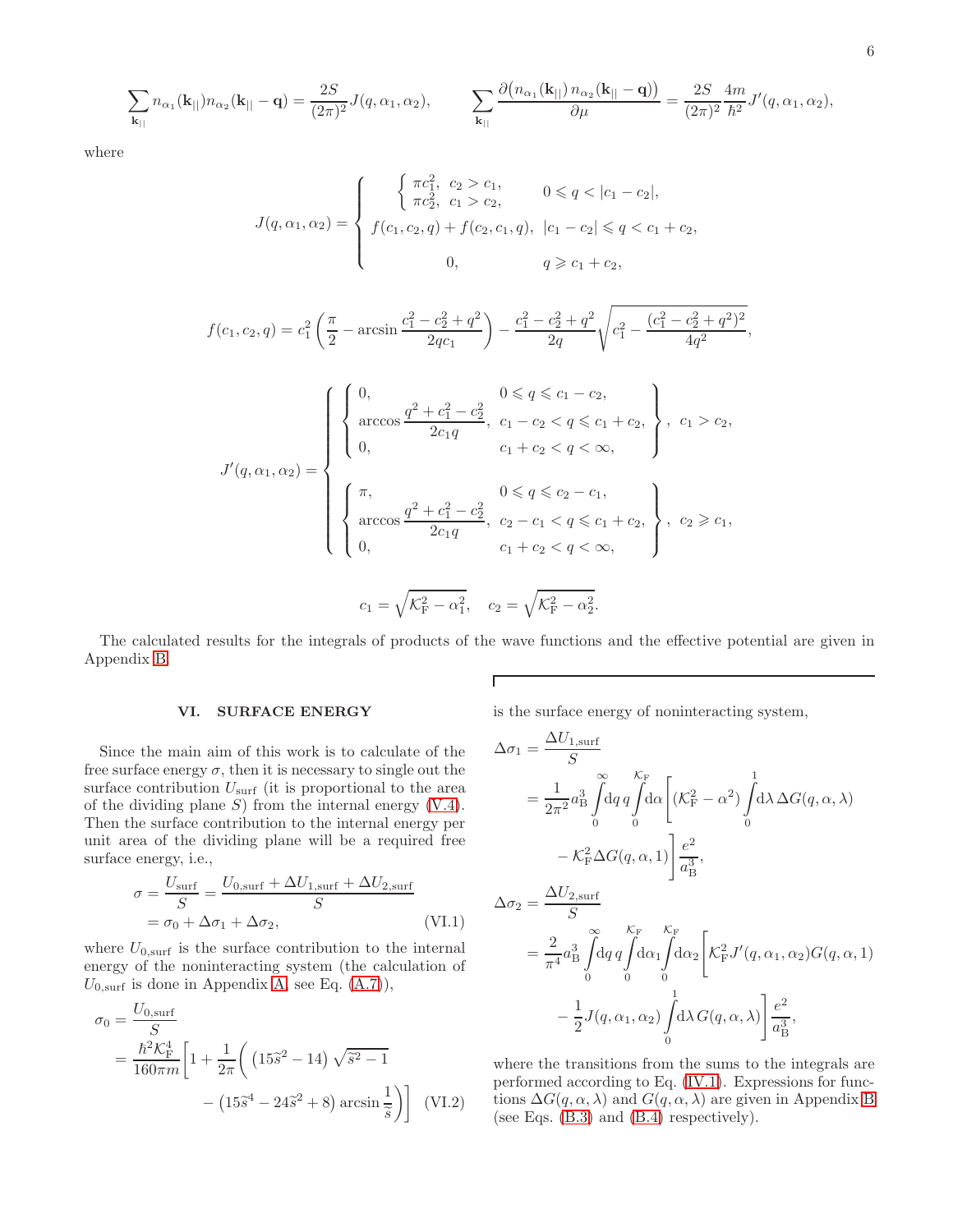$$\sum_{\mathbf{k}_{||}} n_{\alpha_1}(\mathbf{k}_{||}) n_{\alpha_2}(\mathbf{k}_{||}-\mathbf{q}) = \frac{2S}{(2\pi)^2} J(q,\alpha_1,\alpha_2), \qquad \sum_{\mathbf{k}_{||}} \frac{\partial\big(n_{\alpha_1}(\mathbf{k}_{||})\, n_{\alpha_2}(\mathbf{k}_{||}-\mathbf{q})\big)}{\partial \mu} = \frac{2S}{(2\pi)^2}\frac{4m}{\hbar^2} J'(q,\alpha_1,\alpha_2),$$

where

$$J(q,\alpha_1,\alpha_2) = \begin{cases} \begin{cases} \pi c_1^2, & c_2 > c_1, \\ \pi c_2^2, & c_1 > c_2, \end{cases} & 0 \leqslant q < |c_1 - c_2|, \\ f(c_1,c_2,q) + f(c_2,c_1,q), & |c_1 - c_2| \leqslant q < c_1 + c_2, \\ 0, & q \geqslant c_1 + c_2, \end{cases}$$

$$f(c_1,c_2,q) = c_1^2\left(\frac{\pi}{2} - \arcsin\frac{c_1^2 - c_2^2 + q^2}{2qc_1}\right) - \frac{c_1^2 - c_2^2 + q^2}{2q}\sqrt{c_1^2 - \frac{(c_1^2 - c_2^2 + q^2)^2}{4q^2}},$$

$$J'(q,\alpha_1,\alpha_2) = \begin{cases} \left\{ \begin{array}{ll} 0, & 0 \leqslant q \leqslant c_1 - c_2, \\ \arccos\dfrac{q^2 + c_1^2 - c_2^2}{2c_1 q}, & c_1 - c_2 < q \leqslant c_1 + c_2, \\ 0, & c_1 + c_2 < q < \infty, \end{array} \right\}, & c_1 > c_2, \\[2ex] \left\{ \begin{array}{ll} \pi, & 0 \leqslant q \leqslant c_2 - c_1, \\ \arccos\dfrac{q^2 + c_1^2 - c_2^2}{2c_1 q}, & c_2 - c_1 < q \leqslant c_1 + c_2, \\ 0, & c_1 + c_2 < q < \infty, \end{array} \right\}, & c_2 \geqslant c_1, \end{cases}$$

$$c_1 = \sqrt{\mathcal{K}_{\mathrm{F}}^2 - \alpha_1^2}, \quad c_2 = \sqrt{\mathcal{K}_{\mathrm{F}}^2 - \alpha_2^2}.$$

The calculated results for the integrals of products of the wave functions and the effective potential are given in Appendix B.

## VI. SURFACE ENERGY

Since the main aim of this work is to calculate of the free surface energy $\sigma$, then it is necessary to single out the surface contribution $U_{\mathrm{surf}}$ (it is proportional to the area of the dividing plane $S$) from the internal energy (V.4). Then the surface contribution to the internal energy per unit area of the dividing plane will be a required free surface energy, i.e.,

$$\sigma = \frac{U_{\mathrm{surf}}}{S} = \frac{U_{0,\mathrm{surf}} + \Delta U_{1,\mathrm{surf}} + \Delta U_{2,\mathrm{surf}}}{S} = \sigma_0 + \Delta\sigma_1 + \Delta\sigma_2, \tag{VI.1}$$

where $U_{0,\mathrm{surf}}$ is the surface contribution to the internal energy of the noninteracting system (the calculation of $U_{0,\mathrm{surf}}$ is done in Appendix A, see Eq. (A.7)),

$$\sigma_0 = \frac{U_{0,\mathrm{surf}}}{S} = \frac{\hbar^2 \mathcal{K}_{\mathrm{F}}^4}{160\pi m}\Bigg[1 + \frac{1}{2\pi}\bigg(\left(15\widetilde{s}^2 - 14\right)\sqrt{\widetilde{s}^2 - 1} - \left(15\widetilde{s}^4 - 24\widetilde{s}^2 + 8\right)\arcsin\frac{1}{\widetilde{s}}\bigg)\Bigg] \tag{VI.2}$$

is the surface energy of noninteracting system,

$$\Delta\sigma_1 = \frac{\Delta U_{1,\mathrm{surf}}}{S} = \frac{1}{2\pi^2}a_{\mathrm{B}}^3 \int_0^\infty \mathrm{d}q\, q \int_0^{\mathcal{K}_{\mathrm{F}}} \mathrm{d}\alpha \Bigg[(\mathcal{K}_{\mathrm{F}}^2 - \alpha^2)\int_0^1 \mathrm{d}\lambda\, \Delta G(q,\alpha,\lambda) - \mathcal{K}_{\mathrm{F}}^2 \Delta G(q,\alpha,1)\Bigg]\frac{e^2}{a_{\mathrm{B}}^3},$$

$$\Delta\sigma_2 = \frac{\Delta U_{2,\mathrm{surf}}}{S} = \frac{2}{\pi^4}a_{\mathrm{B}}^3 \int_0^\infty \mathrm{d}q\, q \int_0^{\mathcal{K}_{\mathrm{F}}} \mathrm{d}\alpha_1 \int_0^{\mathcal{K}_{\mathrm{F}}} \mathrm{d}\alpha_2 \Bigg[\mathcal{K}_{\mathrm{F}}^2 J'(q,\alpha_1,\alpha_2) G(q,\alpha,1) - \frac{1}{2}J(q,\alpha_1,\alpha_2)\int_0^1 \mathrm{d}\lambda\, G(q,\alpha,\lambda)\Bigg]\frac{e^2}{a_{\mathrm{B}}^3},$$

where the transitions from the sums to the integrals are performed according to Eq. (IV.1). Expressions for functions $\Delta G(q,\alpha,\lambda)$ and $G(q,\alpha,\lambda)$ are given in Appendix B (see Eqs. (B.3) and (B.4) respectively).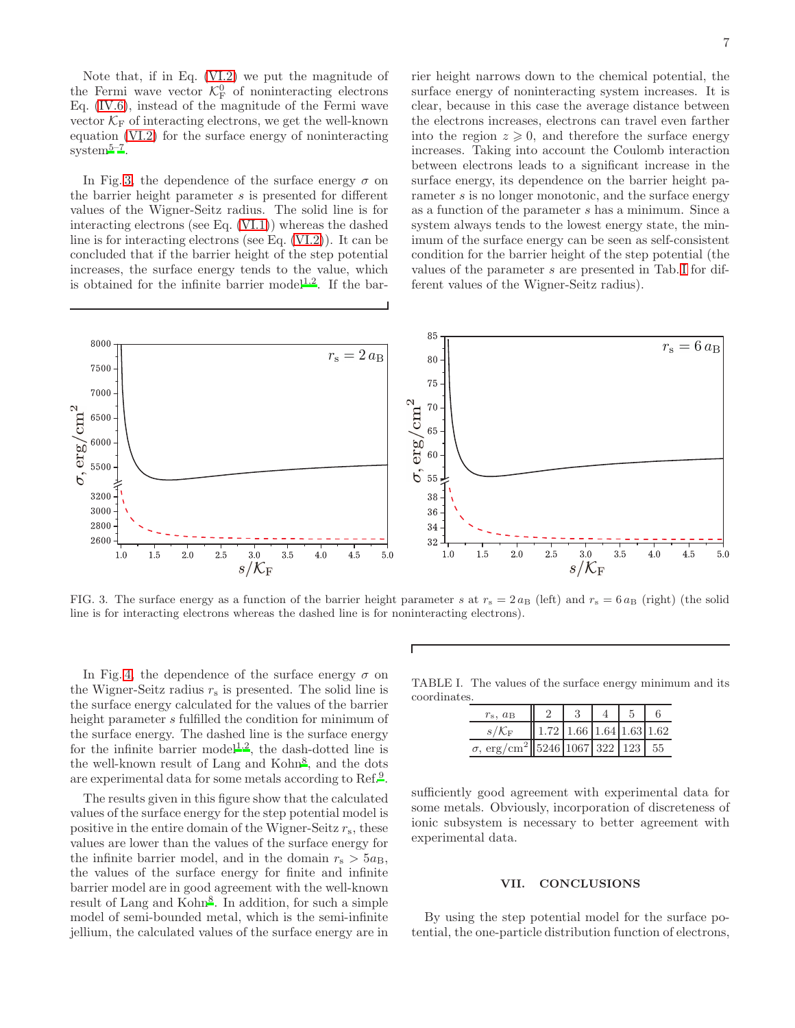Note that, if in Eq. (VI.2) we put the magnitude of the Fermi wave vector $\mathcal{K}_{\mathrm{F}}^{0}$ of noninteracting electrons Eq. (IV.6), instead of the magnitude of the Fermi wave vector $\mathcal{K}_{\mathrm{F}}$ of interacting electrons, we get the well-known equation (VI.2) for the surface energy of noninteracting system[5–7].

In Fig. 3, the dependence of the surface energy $\sigma$ on the barrier height parameter $s$ is presented for different values of the Wigner-Seitz radius. The solid line is for interacting electrons (see Eq. (VI.1)) whereas the dashed line is for interacting electrons (see Eq. (VI.2)). It can be concluded that if the barrier height of the step potential increases, the surface energy tends to the value, which is obtained for the infinite barrier model[1,2]. If the barrier height narrows down to the chemical potential, the surface energy of noninteracting system increases. It is clear, because in this case the average distance between the electrons increases, electrons can travel even farther into the region $z \geqslant 0$, and therefore the surface energy increases. Taking into account the Coulomb interaction between electrons leads to a significant increase in the surface energy, its dependence on the barrier height parameter $s$ is no longer monotonic, and the surface energy as a function of the parameter $s$ has a minimum. Since a system always tends to the lowest energy state, the minimum of the surface energy can be seen as self-consistent condition for the barrier height of the step potential (the values of the parameter $s$ are presented in Tab. I for different values of the Wigner-Seitz radius).

$r_{\mathrm{s}} = 2\,a_{\mathrm{B}}$

$\sigma$, erg/cm$^2$

8000
7500
7000
6500
6000
5500
3200
3000
2800
2600

1.0 1.5 2.0 2.5 3.0 3.5 4.0 4.5 5.0

$s/\mathcal{K}_{\mathrm{F}}$

$r_{\mathrm{s}} = 6\,a_{\mathrm{B}}$

$\sigma$, erg/cm$^2$

85
80
75
70
65
60
55
38
36
34
32

1.0 1.5 2.0 2.5 3.0 3.5 4.0 4.5 5.0

$s/\mathcal{K}_{\mathrm{F}}$

FIG. 3. The surface energy as a function of the barrier height parameter $s$ at $r_{\mathrm{s}} = 2\,a_{\mathrm{B}}$ (left) and $r_{\mathrm{s}} = 6\,a_{\mathrm{B}}$ (right) (the solid line is for interacting electrons whereas the dashed line is for noninteracting electrons).

In Fig. 4, the dependence of the surface energy $\sigma$ on the Wigner-Seitz radius $r_{\mathrm{s}}$ is presented. The solid line is the surface energy calculated for the values of the barrier height parameter $s$ fulfilled the condition for minimum of the surface energy. The dashed line is the surface energy for the infinite barrier model[1,2], the dash-dotted line is the well-known result of Lang and Kohn[8], and the dots are experimental data for some metals according to Ref.[9].

The results given in this figure show that the calculated values of the surface energy for the step potential model is positive in the entire domain of the Wigner-Seitz $r_{\mathrm{s}}$, these values are lower than the values of the surface energy for the infinite barrier model, and in the domain $r_{\mathrm{s}} > 5a_{\mathrm{B}}$, the values of the surface energy for finite and infinite barrier model are in good agreement with the well-known result of Lang and Kohn[8]. In addition, for such a simple model of semi-bounded metal, which is the semi-infinite jellium, the calculated values of the surface energy are in sufficiently good agreement with experimental data for some metals. Obviously, incorporation of discreteness of ionic subsystem is necessary to better agreement with experimental data.

TABLE I. The values of the surface energy minimum and its coordinates.

| $r_{\mathrm{s}}$, $a_{\mathrm{B}}$ | 2 | 3 | 4 | 5 | 6 |
|---|---|---|---|---|---|
| $s/\mathcal{K}_{\mathrm{F}}$ | 1.72 | 1.66 | 1.64 | 1.63 | 1.62 |
| $\sigma$, erg/cm$^2$ | 5246 | 1067 | 322 | 123 | 55 |

## VII. CONCLUSIONS

By using the step potential model for the surface potential, the one-particle distribution function of electrons,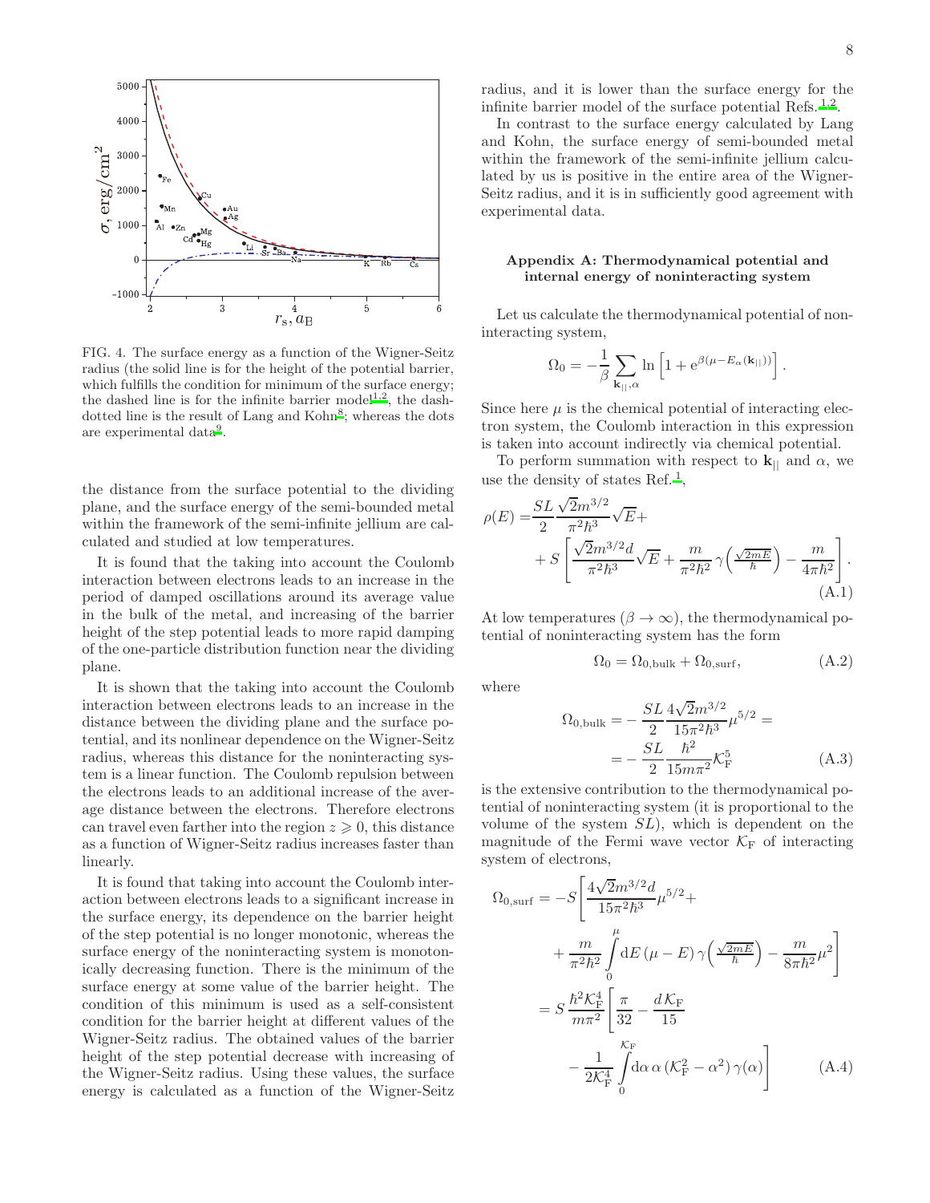5000
4000
3000
2000
1000
0
−1000
$\sigma$, erg/cm$^2$
2
3
4
5
6
$r_s, a_B$
Fe
Cu
Au
Ag
Mn
Al
Zn
Mg
Cd
Hg
Li
Sr
Ba
Na
K
Rb
Cs

FIG. 4. The surface energy as a function of the Wigner-Seitz radius (the solid line is for the height of the potential barrier, which fulfills the condition for minimum of the surface energy; the dashed line is for the infinite barrier model[1,2], the dash-dotted line is the result of Lang and Kohn[8]; whereas the dots are experimental data[9].

the distance from the surface potential to the dividing plane, and the surface energy of the semi-bounded metal within the framework of the semi-infinite jellium are calculated and studied at low temperatures.

It is found that the taking into account the Coulomb interaction between electrons leads to an increase in the period of damped oscillations around its average value in the bulk of the metal, and increasing of the barrier height of the step potential leads to more rapid damping of the one-particle distribution function near the dividing plane.

It is shown that the taking into account the Coulomb interaction between electrons leads to an increase in the distance between the dividing plane and the surface potential, and its nonlinear dependence on the Wigner-Seitz radius, whereas this distance for the noninteracting system is a linear function. The Coulomb repulsion between the electrons leads to an additional increase of the average distance between the electrons. Therefore electrons can travel even farther into the region $z \geqslant 0$, this distance as a function of Wigner-Seitz radius increases faster than linearly.

It is found that taking into account the Coulomb interaction between electrons leads to a significant increase in the surface energy, its dependence on the barrier height of the step potential is no longer monotonic, whereas the surface energy of the noninteracting system is monotonically decreasing function. There is the minimum of the surface energy at some value of the barrier height. The condition of this minimum is used as a self-consistent condition for the barrier height at different values of the Wigner-Seitz radius. The obtained values of the barrier height of the step potential decrease with increasing of the Wigner-Seitz radius. Using these values, the surface energy is calculated as a function of the Wigner-Seitz radius, and it is lower than the surface energy for the infinite barrier model of the surface potential Refs.[1,2].

In contrast to the surface energy calculated by Lang and Kohn, the surface energy of semi-bounded metal within the framework of the semi-infinite jellium calculated by us is positive in the entire area of the Wigner-Seitz radius, and it is in sufficiently good agreement with experimental data.

## Appendix A: Thermodynamical potential and internal energy of noninteracting system

Let us calculate the thermodynamical potential of noninteracting system,

$$\Omega_0 = -\frac{1}{\beta}\sum_{\mathbf{k}_{||},\alpha} \ln\left[1 + \mathrm{e}^{\beta(\mu - E_\alpha(\mathbf{k}_{||}))}\right].$$

Since here $\mu$ is the chemical potential of interacting electron system, the Coulomb interaction in this expression is taken into account indirectly via chemical potential.

To perform summation with respect to $\mathbf{k}_{||}$ and $\alpha$, we use the density of states Ref.[1],

$$\rho(E) = \frac{SL}{2}\frac{\sqrt{2}m^{3/2}}{\pi^2\hbar^3}\sqrt{E} + \\ + S\left[\frac{\sqrt{2}m^{3/2}d}{\pi^2\hbar^3}\sqrt{E} + \frac{m}{\pi^2\hbar^2}\,\gamma\Big(\tfrac{\sqrt{2mE}}{\hbar}\Big) - \frac{m}{4\pi\hbar^2}\right]. \tag{A.1}$$

At low temperatures ($\beta \to \infty$), the thermodynamical potential of noninteracting system has the form

$$\Omega_0 = \Omega_{0,\mathrm{bulk}} + \Omega_{0,\mathrm{surf}}, \tag{A.2}$$

where

$$\Omega_{0,\mathrm{bulk}} = -\frac{SL}{2}\frac{4\sqrt{2}m^{3/2}}{15\pi^2\hbar^3}\mu^{5/2} = \\ = -\frac{SL}{2}\frac{\hbar^2}{15m\pi^2}\mathcal{K}_\mathrm{F}^5 \tag{A.3}$$

is the extensive contribution to the thermodynamical potential of noninteracting system (it is proportional to the volume of the system $SL$), which is dependent on the magnitude of the Fermi wave vector $\mathcal{K}_\mathrm{F}$ of interacting system of electrons,

$$\Omega_{0,\mathrm{surf}} = -S\left[\frac{4\sqrt{2}m^{3/2}d}{15\pi^2\hbar^3}\mu^{5/2} + \right. \\ \left. + \frac{m}{\pi^2\hbar^2}\int\limits_0^\mu \mathrm{d}E\,(\mu - E)\,\gamma\Big(\tfrac{\sqrt{2mE}}{\hbar}\Big) - \frac{m}{8\pi\hbar^2}\mu^2\right] \\ = S\,\frac{\hbar^2\mathcal{K}_\mathrm{F}^4}{m\pi^2}\left[\frac{\pi}{32} - \frac{d\,\mathcal{K}_\mathrm{F}}{15} \right. \\ \left. - \frac{1}{2\mathcal{K}_\mathrm{F}^4}\int\limits_0^{\mathcal{K}_\mathrm{F}}\mathrm{d}\alpha\,\alpha\,(\mathcal{K}_\mathrm{F}^2 - \alpha^2)\,\gamma(\alpha)\right] \tag{A.4}$$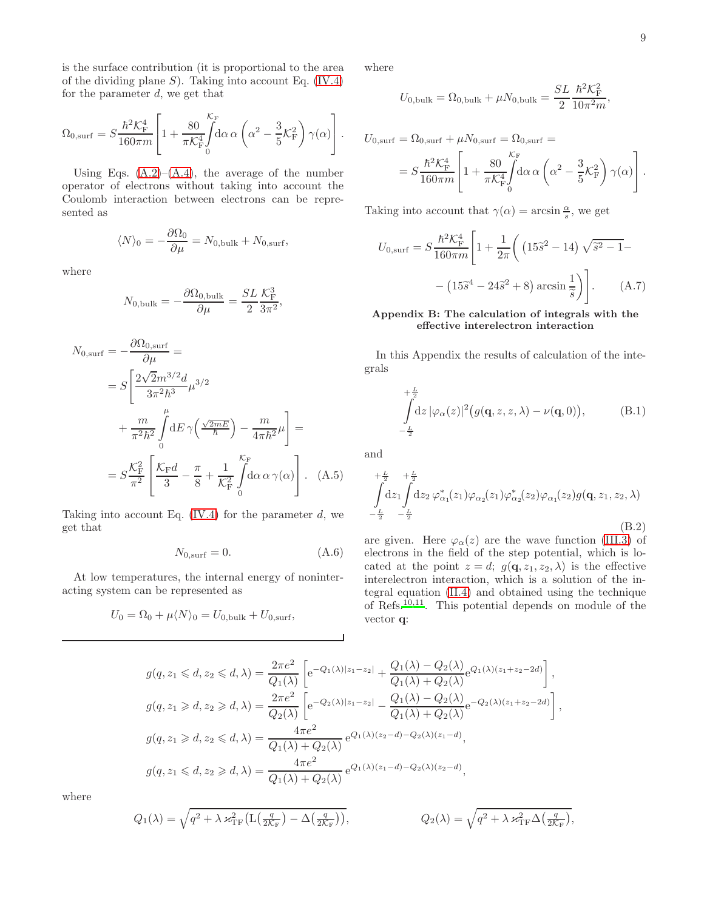is the surface contribution (it is proportional to the area of the dividing plane $S$). Taking into account Eq. (IV.4) for the parameter $d$, we get that

$$\Omega_{0,\mathrm{surf}} = S\frac{\hbar^2\mathcal{K}_\mathrm{F}^4}{160\pi m}\left[1+\frac{80}{\pi\mathcal{K}_\mathrm{F}^4}\int\limits_0^{\mathcal{K}_\mathrm{F}}\mathrm{d}\alpha\,\alpha\left(\alpha^2-\frac{3}{5}\mathcal{K}_\mathrm{F}^2\right)\gamma(\alpha)\right].$$

Using Eqs. (A.2)–(A.4), the average of the number operator of electrons without taking into account the Coulomb interaction between electrons can be represented as

$$\langle N\rangle_0 = -\frac{\partial\Omega_0}{\partial\mu} = N_{0,\mathrm{bulk}} + N_{0,\mathrm{surf}},$$

where

$$N_{0,\mathrm{bulk}} = -\frac{\partial\Omega_{0,\mathrm{bulk}}}{\partial\mu} = \frac{SL}{2}\frac{\mathcal{K}_\mathrm{F}^3}{3\pi^2},$$

$$\begin{aligned}
N_{0,\mathrm{surf}} &= -\frac{\partial\Omega_{0,\mathrm{surf}}}{\partial\mu} = \\
&= S\left[\frac{2\sqrt{2}m^{3/2}d}{3\pi^2\hbar^3}\mu^{3/2} + \frac{m}{\pi^2\hbar^2}\int\limits_0^{\mu}\mathrm{d}E\,\gamma\Big(\tfrac{\sqrt{2mE}}{\hbar}\Big) - \frac{m}{4\pi\hbar^2}\mu\right] = \\
&= S\frac{\mathcal{K}_\mathrm{F}^2}{\pi^2}\left[\frac{\mathcal{K}_\mathrm{F}d}{3} - \frac{\pi}{8} + \frac{1}{\mathcal{K}_\mathrm{F}^2}\int\limits_0^{\mathcal{K}_\mathrm{F}}\mathrm{d}\alpha\,\alpha\,\gamma(\alpha)\right]. \qquad \text{(A.5)}
\end{aligned}$$

Taking into account Eq. (IV.4) for the parameter $d$, we get that

$$N_{0,\mathrm{surf}} = 0. \qquad \text{(A.6)}$$

At low temperatures, the internal energy of noninteracting system can be represented as

$$U_0 = \Omega_0 + \mu\langle N\rangle_0 = U_{0,\mathrm{bulk}} + U_{0,\mathrm{surf}},$$

where

$$U_{0,\mathrm{bulk}} = \Omega_{0,\mathrm{bulk}} + \mu N_{0,\mathrm{bulk}} = \frac{SL}{2}\frac{\hbar^2\mathcal{K}_\mathrm{F}^2}{10\pi^2 m},$$

$$\begin{aligned}
U_{0,\mathrm{surf}} &= \Omega_{0,\mathrm{surf}} + \mu N_{0,\mathrm{surf}} = \Omega_{0,\mathrm{surf}} = \\
&= S\frac{\hbar^2\mathcal{K}_\mathrm{F}^4}{160\pi m}\left[1+\frac{80}{\pi\mathcal{K}_\mathrm{F}^4}\int\limits_0^{\mathcal{K}_\mathrm{F}}\mathrm{d}\alpha\,\alpha\left(\alpha^2-\frac{3}{5}\mathcal{K}_\mathrm{F}^2\right)\gamma(\alpha)\right].
\end{aligned}$$

Taking into account that $\gamma(\alpha) = \arcsin\frac{\alpha}{s}$, we get

$$\begin{aligned}
U_{0,\mathrm{surf}} = S\frac{\hbar^2\mathcal{K}_\mathrm{F}^4}{160\pi m}\Bigg[1+\frac{1}{2\pi}\bigg(&\left(15\tilde{s}^2-14\right)\sqrt{\tilde{s}^2-1} - \\
&-\left(15\tilde{s}^4-24\tilde{s}^2+8\right)\arcsin\frac{1}{\tilde{s}}\bigg)\Bigg]. \qquad \text{(A.7)}
\end{aligned}$$

## Appendix B: The calculation of integrals with the effective interelectron interaction

In this Appendix the results of calculation of the integrals

$$\int\limits_{-\frac{L}{2}}^{+\frac{L}{2}}\mathrm{d}z\,|\varphi_\alpha(z)|^2\big(g(\mathbf{q},z,z,\lambda)-\nu(\mathbf{q},0)\big), \qquad \text{(B.1)}$$

and

$$\int\limits_{-\frac{L}{2}}^{+\frac{L}{2}}\mathrm{d}z_1\int\limits_{-\frac{L}{2}}^{+\frac{L}{2}}\mathrm{d}z_2\,\varphi_{\alpha_1}^*(z_1)\varphi_{\alpha_2}(z_1)\varphi_{\alpha_2}^*(z_2)\varphi_{\alpha_1}(z_2)g(\mathbf{q},z_1,z_2,\lambda) \qquad \text{(B.2)}$$

are given. Here $\varphi_\alpha(z)$ are the wave function (III.3) of electrons in the field of the step potential, which is located at the point $z=d$; $g(\mathbf{q},z_1,z_2,\lambda)$ is the effective interelectron interaction, which is a solution of the integral equation (II.4) and obtained using the technique of Refs.[10,11]. This potential depends on module of the vector $\mathbf{q}$:

$$g(q,z_1\leqslant d,z_2\leqslant d,\lambda) = \frac{2\pi e^2}{Q_1(\lambda)}\left[\mathrm{e}^{-Q_1(\lambda)|z_1-z_2|} + \frac{Q_1(\lambda)-Q_2(\lambda)}{Q_1(\lambda)+Q_2(\lambda)}\mathrm{e}^{Q_1(\lambda)(z_1+z_2-2d)}\right],$$

$$g(q,z_1\geqslant d,z_2\geqslant d,\lambda) = \frac{2\pi e^2}{Q_2(\lambda)}\left[\mathrm{e}^{-Q_2(\lambda)|z_1-z_2|} - \frac{Q_1(\lambda)-Q_2(\lambda)}{Q_1(\lambda)+Q_2(\lambda)}\mathrm{e}^{-Q_2(\lambda)(z_1+z_2-2d)}\right],$$

$$g(q,z_1\geqslant d,z_2\leqslant d,\lambda) = \frac{4\pi e^2}{Q_1(\lambda)+Q_2(\lambda)}\,\mathrm{e}^{Q_1(\lambda)(z_2-d)-Q_2(\lambda)(z_1-d)},$$

$$g(q,z_1\leqslant d,z_2\geqslant d,\lambda) = \frac{4\pi e^2}{Q_1(\lambda)+Q_2(\lambda)}\,\mathrm{e}^{Q_1(\lambda)(z_1-d)-Q_2(\lambda)(z_2-d)},$$

where

$$Q_1(\lambda) = \sqrt{q^2+\lambda\,\varkappa_\mathrm{TF}^2\big(\mathrm{L}\big(\tfrac{q}{2\mathcal{K}_\mathrm{F}}\big)-\Delta\big(\tfrac{q}{2\mathcal{K}_\mathrm{F}}\big)\big)}, \qquad Q_2(\lambda) = \sqrt{q^2+\lambda\,\varkappa_\mathrm{TF}^2\Delta\big(\tfrac{q}{2\mathcal{K}_\mathrm{F}}\big)},$$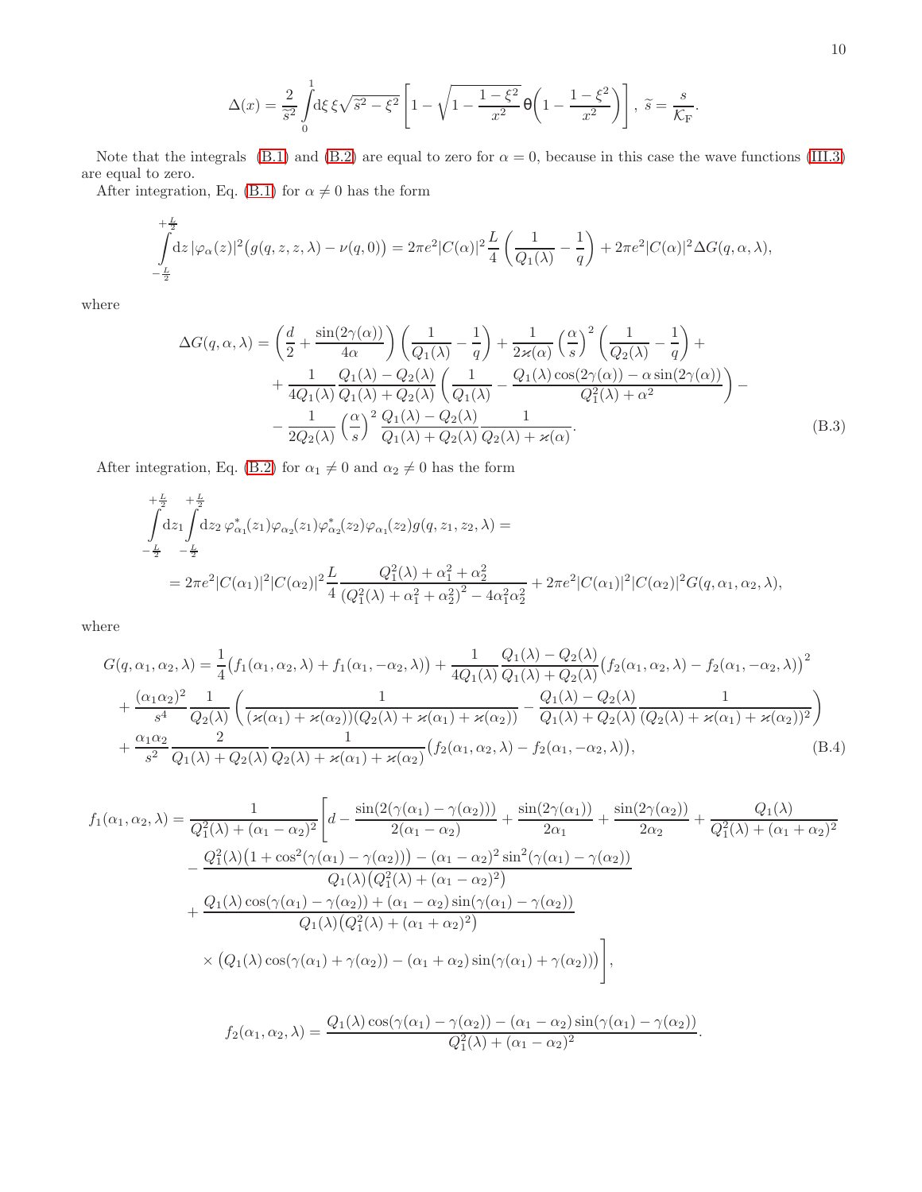$$\Delta(x) = \frac{2}{\widetilde{s}^2}\int\limits_0^1 \mathrm{d}\xi\, \xi \sqrt{\widetilde{s}^2 - \xi^2}\left[1 - \sqrt{1 - \frac{1-\xi^2}{x^2}}\,\theta\!\left(1 - \frac{1-\xi^2}{x^2}\right)\right],\ \widetilde{s} = \frac{s}{\mathcal{K}_{\mathrm{F}}}.$$

Note that the integrals (B.1) and (B.2) are equal to zero for $\alpha = 0$, because in this case the wave functions (III.3) are equal to zero.

After integration, Eq. (B.1) for $\alpha \neq 0$ has the form

$$\int\limits_{-\frac{L}{2}}^{+\frac{L}{2}} \mathrm{d}z\, |\varphi_\alpha(z)|^2 \big(g(q,z,z,\lambda) - \nu(q,0)\big) = 2\pi e^2 |C(\alpha)|^2 \frac{L}{4}\left(\frac{1}{Q_1(\lambda)} - \frac{1}{q}\right) + 2\pi e^2 |C(\alpha)|^2 \Delta G(q,\alpha,\lambda),$$

where

$$\begin{aligned}
\Delta G(q,\alpha,\lambda) = &\left(\frac{d}{2} + \frac{\sin(2\gamma(\alpha))}{4\alpha}\right)\left(\frac{1}{Q_1(\lambda)} - \frac{1}{q}\right) + \frac{1}{2\varkappa(\alpha)}\left(\frac{\alpha}{s}\right)^2\left(\frac{1}{Q_2(\lambda)} - \frac{1}{q}\right) + \\
&+ \frac{1}{4Q_1(\lambda)}\frac{Q_1(\lambda) - Q_2(\lambda)}{Q_1(\lambda) + Q_2(\lambda)}\left(\frac{1}{Q_1(\lambda)} - \frac{Q_1(\lambda)\cos(2\gamma(\alpha)) - \alpha\sin(2\gamma(\alpha))}{Q_1^2(\lambda) + \alpha^2}\right) - \\
&- \frac{1}{2Q_2(\lambda)}\left(\frac{\alpha}{s}\right)^2 \frac{Q_1(\lambda) - Q_2(\lambda)}{Q_1(\lambda) + Q_2(\lambda)}\frac{1}{Q_2(\lambda) + \varkappa(\alpha)}.
\end{aligned} \tag{B.3}$$

After integration, Eq. (B.2) for $\alpha_1 \neq 0$ and $\alpha_2 \neq 0$ has the form

$$\begin{aligned}
&\int\limits_{-\frac{L}{2}}^{+\frac{L}{2}} \mathrm{d}z_1 \int\limits_{-\frac{L}{2}}^{+\frac{L}{2}} \mathrm{d}z_2\, \varphi^*_{\alpha_1}(z_1)\varphi_{\alpha_2}(z_1)\varphi^*_{\alpha_2}(z_2)\varphi_{\alpha_1}(z_2) g(q,z_1,z_2,\lambda) = \\
&= 2\pi e^2 |C(\alpha_1)|^2 |C(\alpha_2)|^2 \frac{L}{4}\frac{Q_1^2(\lambda) + \alpha_1^2 + \alpha_2^2}{\left(Q_1^2(\lambda) + \alpha_1^2 + \alpha_2^2\right)^2 - 4\alpha_1^2\alpha_2^2} + 2\pi e^2 |C(\alpha_1)|^2 |C(\alpha_2)|^2 G(q,\alpha_1,\alpha_2,\lambda),
\end{aligned}$$

where

$$\begin{aligned}
G(q,\alpha_1,\alpha_2,\lambda) = &\frac{1}{4}\big(f_1(\alpha_1,\alpha_2,\lambda) + f_1(\alpha_1,-\alpha_2,\lambda)\big) + \frac{1}{4Q_1(\lambda)}\frac{Q_1(\lambda) - Q_2(\lambda)}{Q_1(\lambda) + Q_2(\lambda)}\big(f_2(\alpha_1,\alpha_2,\lambda) - f_2(\alpha_1,-\alpha_2,\lambda)\big)^2 \\
&+ \frac{(\alpha_1\alpha_2)^2}{s^4}\frac{1}{Q_2(\lambda)}\left(\frac{1}{(\varkappa(\alpha_1) + \varkappa(\alpha_2))(Q_2(\lambda) + \varkappa(\alpha_1) + \varkappa(\alpha_2))} - \frac{Q_1(\lambda) - Q_2(\lambda)}{Q_1(\lambda) + Q_2(\lambda)}\frac{1}{(Q_2(\lambda) + \varkappa(\alpha_1) + \varkappa(\alpha_2))^2}\right) \\
&+ \frac{\alpha_1\alpha_2}{s^2}\frac{2}{Q_1(\lambda) + Q_2(\lambda)}\frac{1}{Q_2(\lambda) + \varkappa(\alpha_1) + \varkappa(\alpha_2)}\big(f_2(\alpha_1,\alpha_2,\lambda) - f_2(\alpha_1,-\alpha_2,\lambda)\big),
\end{aligned} \tag{B.4}$$

$$\begin{aligned}
f_1(\alpha_1,\alpha_2,\lambda) = \frac{1}{Q_1^2(\lambda) + (\alpha_1 - \alpha_2)^2}\Bigg[&d - \frac{\sin(2(\gamma(\alpha_1) - \gamma(\alpha_2)))}{2(\alpha_1 - \alpha_2)} + \frac{\sin(2\gamma(\alpha_1))}{2\alpha_1} + \frac{\sin(2\gamma(\alpha_2))}{2\alpha_2} + \frac{Q_1(\lambda)}{Q_1^2(\lambda) + (\alpha_1 + \alpha_2)^2} \\
&- \frac{Q_1^2(\lambda)\big(1 + \cos^2(\gamma(\alpha_1) - \gamma(\alpha_2))\big) - (\alpha_1 - \alpha_2)^2\sin^2(\gamma(\alpha_1) - \gamma(\alpha_2))}{Q_1(\lambda)\big(Q_1^2(\lambda) + (\alpha_1 - \alpha_2)^2\big)} \\
&+ \frac{Q_1(\lambda)\cos(\gamma(\alpha_1) - \gamma(\alpha_2)) + (\alpha_1 - \alpha_2)\sin(\gamma(\alpha_1) - \gamma(\alpha_2))}{Q_1(\lambda)\big(Q_1^2(\lambda) + (\alpha_1 + \alpha_2)^2\big)} \\
&\times \big(Q_1(\lambda)\cos(\gamma(\alpha_1) + \gamma(\alpha_2)) - (\alpha_1 + \alpha_2)\sin(\gamma(\alpha_1) + \gamma(\alpha_2))\big)\Bigg],
\end{aligned}$$

$$f_2(\alpha_1,\alpha_2,\lambda) = \frac{Q_1(\lambda)\cos(\gamma(\alpha_1) - \gamma(\alpha_2)) - (\alpha_1 - \alpha_2)\sin(\gamma(\alpha_1) - \gamma(\alpha_2))}{Q_1^2(\lambda) + (\alpha_1 - \alpha_2)^2}.$$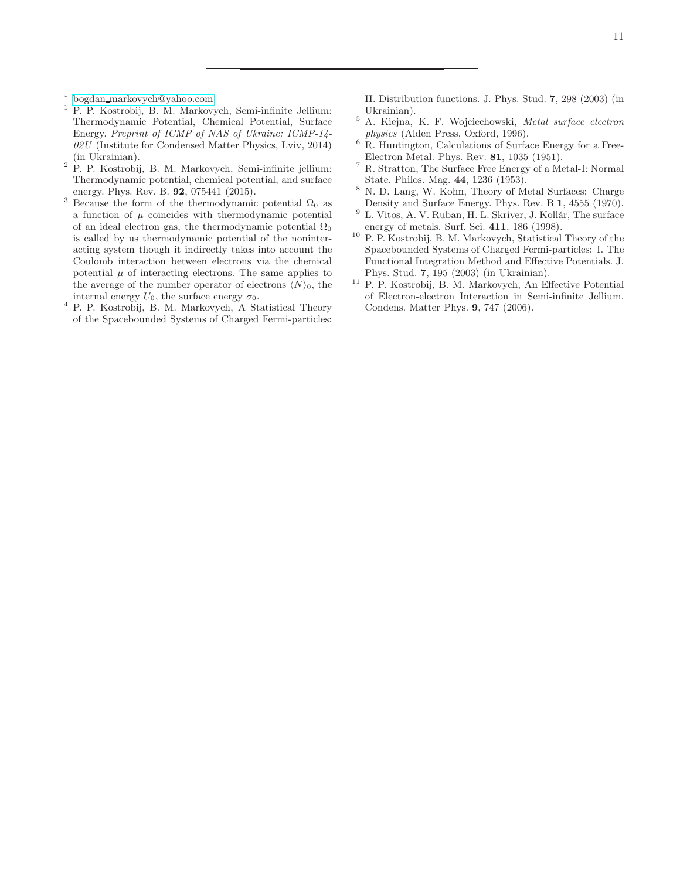[*] bogdan_markovych@yahoo.com

[1] P. P. Kostrobij, B. M. Markovych, Semi-infinite Jellium: Thermodynamic Potential, Chemical Potential, Surface Energy. *Preprint of ICMP of NAS of Ukraine; ICMP-14-02U* (Institute for Condensed Matter Physics, Lviv, 2014) (in Ukrainian).

[2] P. P. Kostrobij, B. M. Markovych, Semi-infinite jellium: Thermodynamic potential, chemical potential, and surface energy. Phys. Rev. B. **92**, 075441 (2015).

[3] Because the form of the thermodynamic potential $\Omega_0$ as a function of $\mu$ coincides with thermodynamic potential of an ideal electron gas, the thermodynamic potential $\Omega_0$ is called by us thermodynamic potential of the noninteracting system though it indirectly takes into account the Coulomb interaction between electrons via the chemical potential $\mu$ of interacting electrons. The same applies to the average of the number operator of electrons $\langle N \rangle_0$, the internal energy $U_0$, the surface energy $\sigma_0$.

[4] P. P. Kostrobij, B. M. Markovych, A Statistical Theory of the Spacebounded Systems of Charged Fermi-particles: II. Distribution functions. J. Phys. Stud. **7**, 298 (2003) (in Ukrainian).

[5] A. Kiejna, K. F. Wojciechowski, *Metal surface electron physics* (Alden Press, Oxford, 1996).

[6] R. Huntington, Calculations of Surface Energy for a Free-Electron Metal. Phys. Rev. **81**, 1035 (1951).

[7] R. Stratton, The Surface Free Energy of a Metal-I: Normal State. Philos. Mag. **44**, 1236 (1953).

[8] N. D. Lang, W. Kohn, Theory of Metal Surfaces: Charge Density and Surface Energy. Phys. Rev. B **1**, 4555 (1970).

[9] L. Vitos, A. V. Ruban, H. L. Skriver, J. Kollár, The surface energy of metals. Surf. Sci. **411**, 186 (1998).

[10] P. P. Kostrobij, B. M. Markovych, Statistical Theory of the Spacebounded Systems of Charged Fermi-particles: I. The Functional Integration Method and Effective Potentials. J. Phys. Stud. **7**, 195 (2003) (in Ukrainian).

[11] P. P. Kostrobij, B. M. Markovych, An Effective Potential of Electron-electron Interaction in Semi-infinite Jellium. Condens. Matter Phys. **9**, 747 (2006).